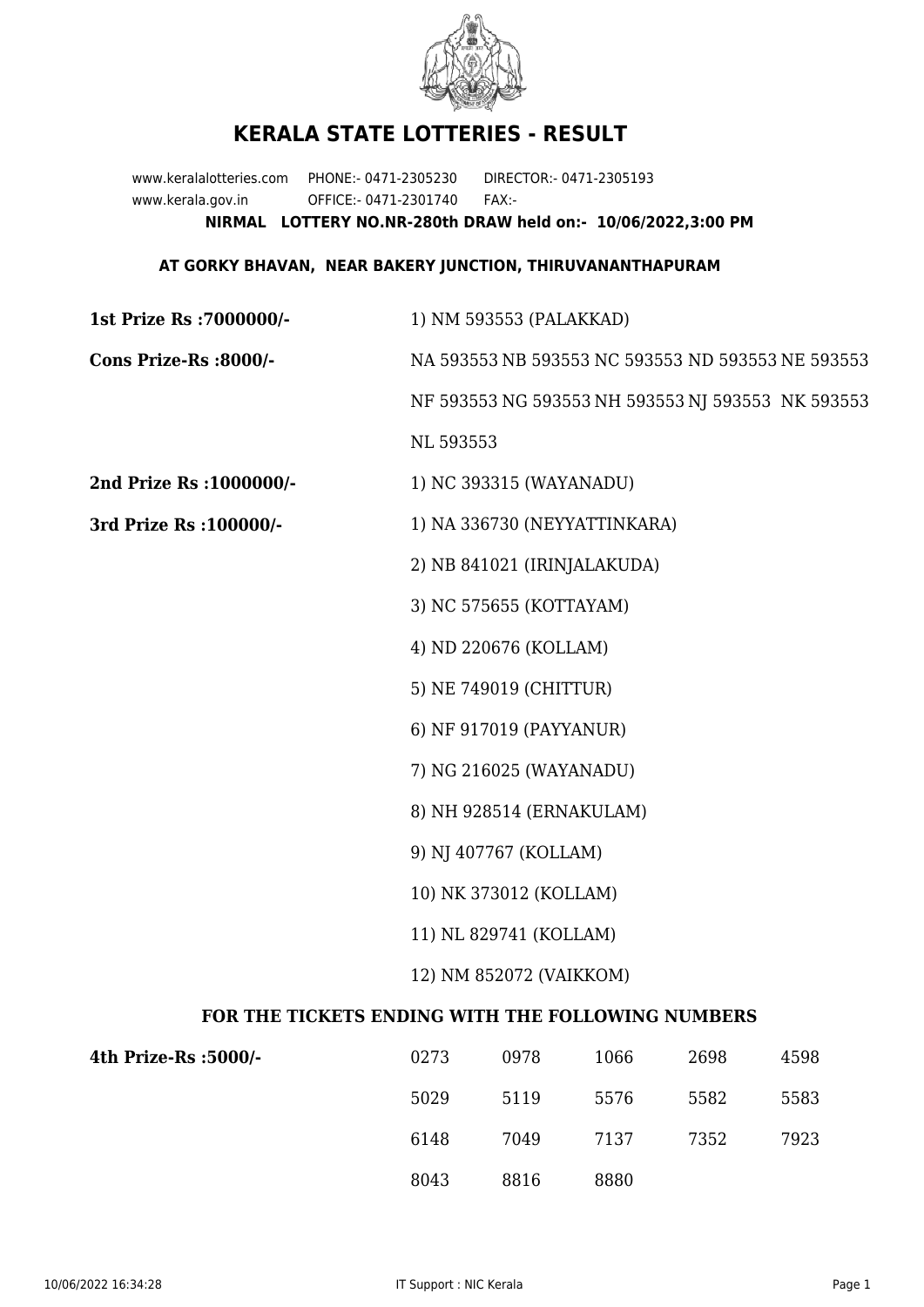# KERALA STATE LOTTERIES - RESULT

www.keralalotteries.com PHONE:- 0471-2305230 DIRECTOR:- 0471-2305193

www.kerala.gov.in OFFICE:- 0471-2301740 FAX:-

**NIRMAL LOTTERY NO.NR-280th DRAW held on:- 10/06/2022,3:00 PM**

**AT GORKY BHAVAN, NEAR BAKERY JUNCTION, THIRUVANANTHAPURAM**

**1st Prize Rs :7000000/-** 1) NM 593553 (PALAKKAD)

**Cons Prize-Rs :8000/-** NA 593553 NB 593553 NC 593553 ND 593553 NE 593553 NF 593553 NG 593553 NH 593553 NJ 593553 NK 593553 NL 593553

**2nd Prize Rs :1000000/-** 1) NC 393315 (WAYANADU)

**3rd Prize Rs :100000/-**

1) NA 336730 (NEYYATTINKARA)
2) NB 841021 (IRINJALAKUDA)
3) NC 575655 (KOTTAYAM)
4) ND 220676 (KOLLAM)
5) NE 749019 (CHITTUR)
6) NF 917019 (PAYYANUR)
7) NG 216025 (WAYANADU)
8) NH 928514 (ERNAKULAM)
9) NJ 407767 (KOLLAM)
10) NK 373012 (KOLLAM)
11) NL 829741 (KOLLAM)
12) NM 852072 (VAIKKOM)

**FOR THE TICKETS ENDING WITH THE FOLLOWING NUMBERS**

**4th Prize-Rs :5000/-**

| | | | | |
|---|---|---|---|---|
| 0273 | 0978 | 1066 | 2698 | 4598 |
| 5029 | 5119 | 5576 | 5582 | 5583 |
| 6148 | 7049 | 7137 | 7352 | 7923 |
| 8043 | 8816 | 8880 | | |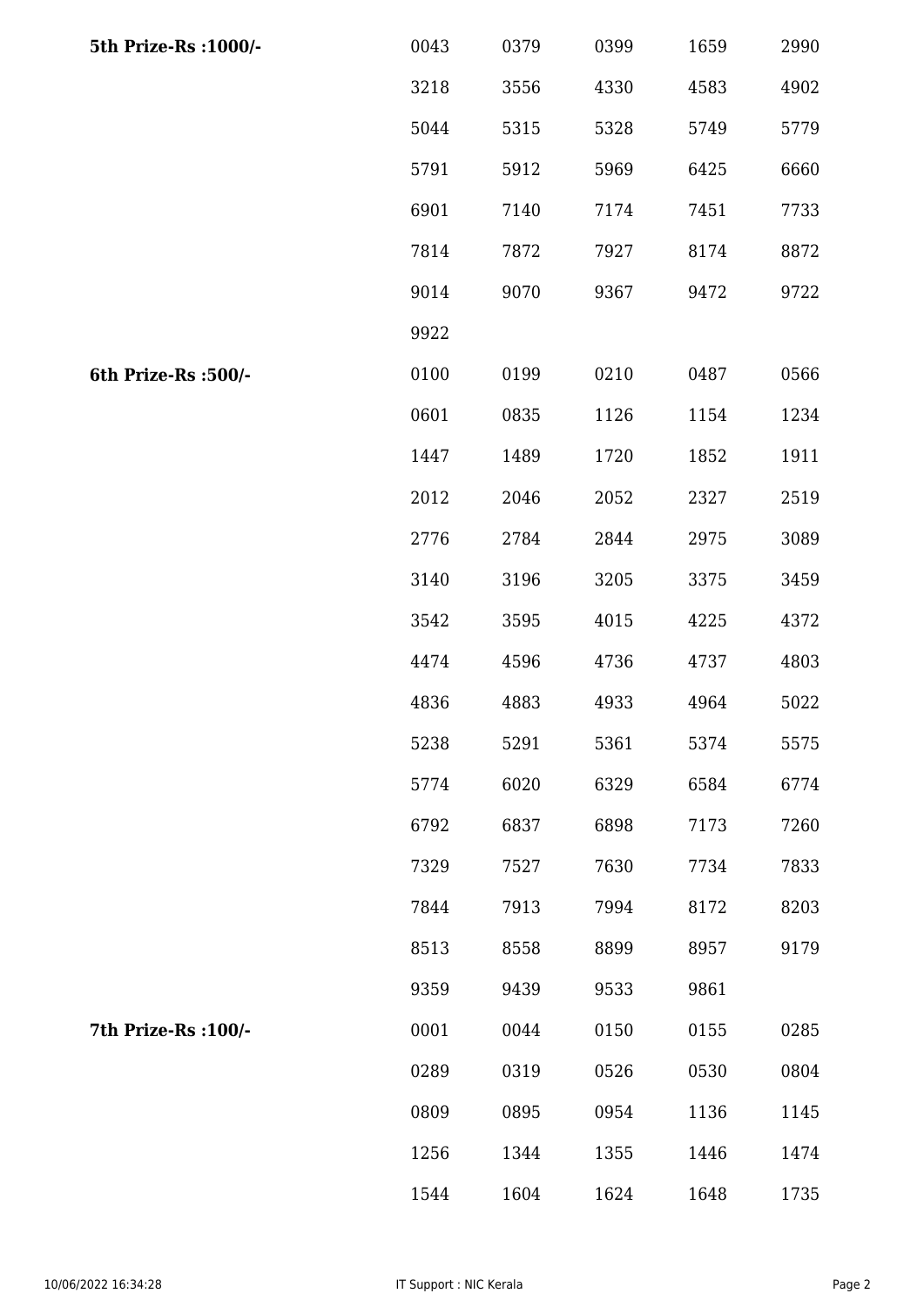| | | | | | |
|---|---|---|---|---|---|
| **5th Prize-Rs :1000/-** | 0043 | 0379 | 0399 | 1659 | 2990 |
| | 3218 | 3556 | 4330 | 4583 | 4902 |
| | 5044 | 5315 | 5328 | 5749 | 5779 |
| | 5791 | 5912 | 5969 | 6425 | 6660 |
| | 6901 | 7140 | 7174 | 7451 | 7733 |
| | 7814 | 7872 | 7927 | 8174 | 8872 |
| | 9014 | 9070 | 9367 | 9472 | 9722 |
| | 9922 | | | | |
| **6th Prize-Rs :500/-** | 0100 | 0199 | 0210 | 0487 | 0566 |
| | 0601 | 0835 | 1126 | 1154 | 1234 |
| | 1447 | 1489 | 1720 | 1852 | 1911 |
| | 2012 | 2046 | 2052 | 2327 | 2519 |
| | 2776 | 2784 | 2844 | 2975 | 3089 |
| | 3140 | 3196 | 3205 | 3375 | 3459 |
| | 3542 | 3595 | 4015 | 4225 | 4372 |
| | 4474 | 4596 | 4736 | 4737 | 4803 |
| | 4836 | 4883 | 4933 | 4964 | 5022 |
| | 5238 | 5291 | 5361 | 5374 | 5575 |
| | 5774 | 6020 | 6329 | 6584 | 6774 |
| | 6792 | 6837 | 6898 | 7173 | 7260 |
| | 7329 | 7527 | 7630 | 7734 | 7833 |
| | 7844 | 7913 | 7994 | 8172 | 8203 |
| | 8513 | 8558 | 8899 | 8957 | 9179 |
| | 9359 | 9439 | 9533 | 9861 | |
| **7th Prize-Rs :100/-** | 0001 | 0044 | 0150 | 0155 | 0285 |
| | 0289 | 0319 | 0526 | 0530 | 0804 |
| | 0809 | 0895 | 0954 | 1136 | 1145 |
| | 1256 | 1344 | 1355 | 1446 | 1474 |
| | 1544 | 1604 | 1624 | 1648 | 1735 |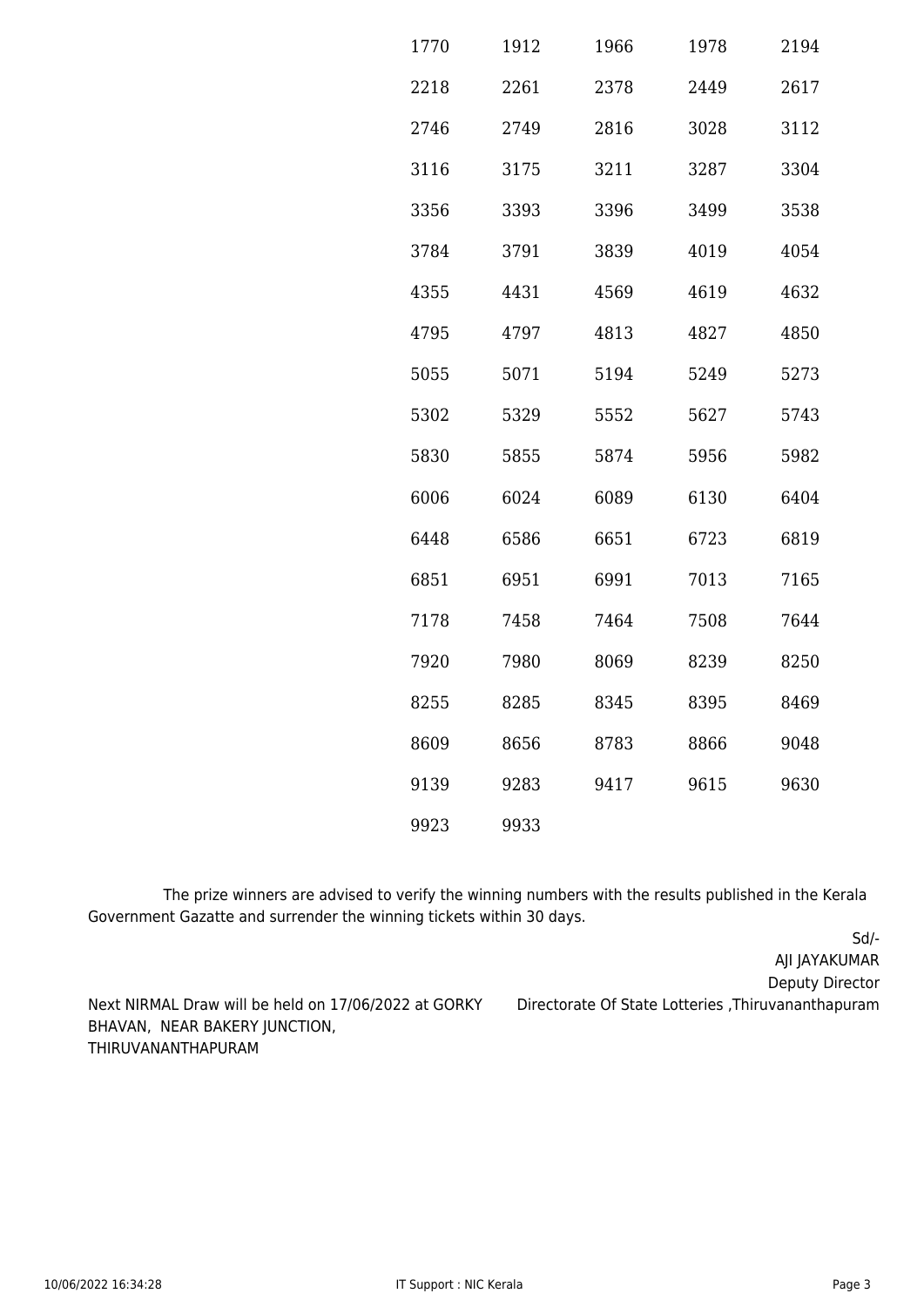| | | | | |
|---|---|---|---|---|
| 1770 | 1912 | 1966 | 1978 | 2194 |
| 2218 | 2261 | 2378 | 2449 | 2617 |
| 2746 | 2749 | 2816 | 3028 | 3112 |
| 3116 | 3175 | 3211 | 3287 | 3304 |
| 3356 | 3393 | 3396 | 3499 | 3538 |
| 3784 | 3791 | 3839 | 4019 | 4054 |
| 4355 | 4431 | 4569 | 4619 | 4632 |
| 4795 | 4797 | 4813 | 4827 | 4850 |
| 5055 | 5071 | 5194 | 5249 | 5273 |
| 5302 | 5329 | 5552 | 5627 | 5743 |
| 5830 | 5855 | 5874 | 5956 | 5982 |
| 6006 | 6024 | 6089 | 6130 | 6404 |
| 6448 | 6586 | 6651 | 6723 | 6819 |
| 6851 | 6951 | 6991 | 7013 | 7165 |
| 7178 | 7458 | 7464 | 7508 | 7644 |
| 7920 | 7980 | 8069 | 8239 | 8250 |
| 8255 | 8285 | 8345 | 8395 | 8469 |
| 8609 | 8656 | 8783 | 8866 | 9048 |
| 9139 | 9283 | 9417 | 9615 | 9630 |
| 9923 | 9933 | | | |

The prize winners are advised to verify the winning numbers with the results published in the Kerala Government Gazatte and surrender the winning tickets within 30 days.

Sd/-
AJI JAYAKUMAR
Deputy Director
Directorate Of State Lotteries ,Thiruvananthapuram

Next NIRMAL Draw will be held on 17/06/2022 at GORKY BHAVAN, NEAR BAKERY JUNCTION, THIRUVANANTHAPURAM